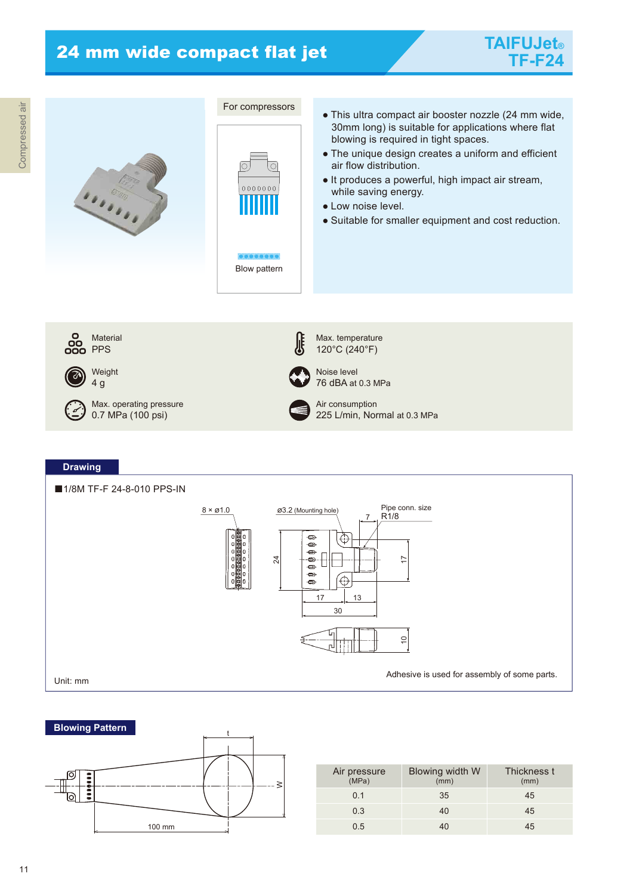# 24 mm wide compact flat jet

**TAIFUJet® TF-F24**

For compressors

Blow pattern

- This ultra compact air booster nozzle (24 mm wide, 30mm long) is suitable for applications where flat blowing is required in tight spaces.
- The unique design creates a uniform and efficient air flow distribution.
- It produces a powerful, high impact air stream, while saving energy.
- Low noise level.
- Suitable for smaller equipment and cost reduction.

| | |
|---|---|
| Material: PPS | Max. temperature: 120°C (240°F) |
| Weight: 4 g | Noise level: 76 dBA at 0.3 MPa |
| Max. operating pressure: 0.7 MPa (100 psi) | Air consumption: 225 L/min, Normal at 0.3 MPa |

## Drawing

■1/8M TF-F 24-8-010 PPS-IN

8 × ø1.0

ø3.2 (Mounting hole)

Pipe conn. size R1/8

Unit: mm

Adhesive is used for assembly of some parts.

## Blowing Pattern

100 mm

| Air pressure (MPa) | Blowing width W (mm) | Thickness t (mm) |
|---|---|---|
| 0.1 | 35 | 45 |
| 0.3 | 40 | 45 |
| 0.5 | 40 | 45 |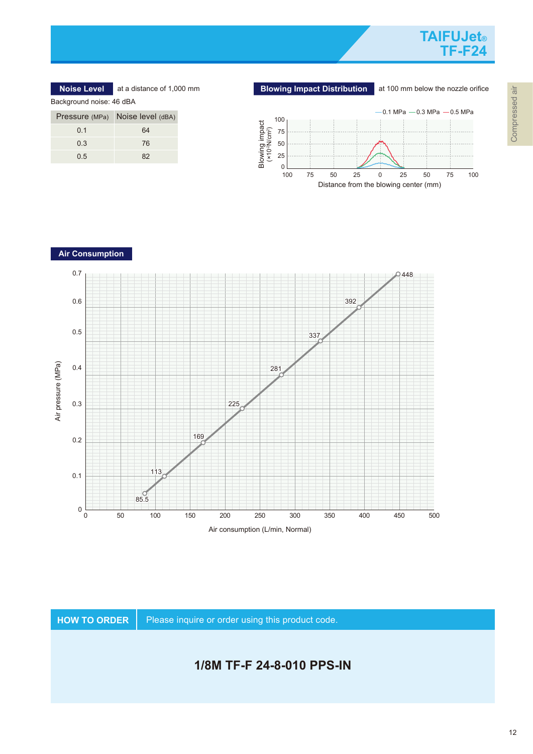# TAIFUJet® TF-F24

Compressed air

## Noise Level

at a distance of 1,000 mm

Background noise: 46 dBA

| Pressure (MPa) | Noise level (dBA) |
|---|---|
| 0.1 | 64 |
| 0.3 | 76 |
| 0.5 | 82 |

## Blowing Impact Distribution

at 100 mm below the nozzle orifice

0.1 MPa 0.3 MPa 0.5 MPa

Blowing impact ($\times 10^{-2}$N/cm$^2$)

100
75
50
25
0

100 75 50 25 0 25 50 75 100

Distance from the blowing center (mm)

## Air Consumption

Air pressure (MPa)

0.7
0.6
0.5
0.4
0.3
0.2
0.1
0

448
392
337
281
225
169
113
85.5

0 50 100 150 200 250 300 350 400 450 500

Air consumption (L/min, Normal)

## HOW TO ORDER

Please inquire or order using this product code.

**1/8M TF-F 24-8-010 PPS-IN**